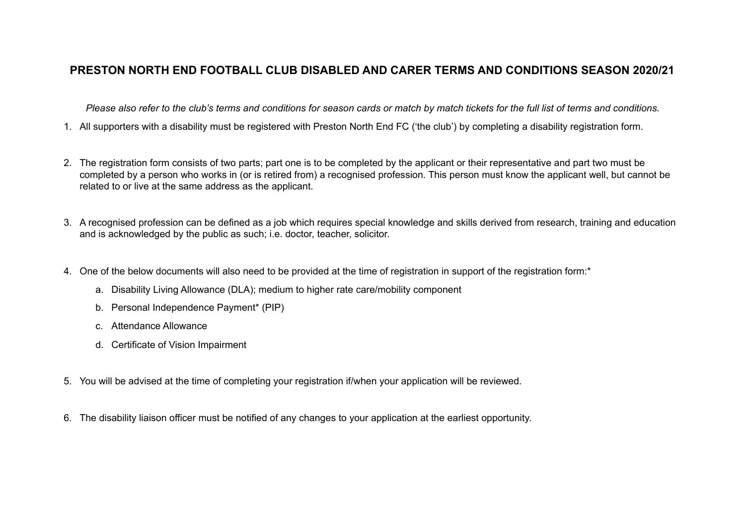# PRESTON NORTH END FOOTBALL CLUB DISABLED AND CARER TERMS AND CONDITIONS SEASON 2020/21

*Please also refer to the club's terms and conditions for season cards or match by match tickets for the full list of terms and conditions.*

1. All supporters with a disability must be registered with Preston North End FC ('the club') by completing a disability registration form.

2. The registration form consists of two parts; part one is to be completed by the applicant or their representative and part two must be completed by a person who works in (or is retired from) a recognised profession. This person must know the applicant well, but cannot be related to or live at the same address as the applicant.

3. A recognised profession can be defined as a job which requires special knowledge and skills derived from research, training and education and is acknowledged by the public as such; i.e. doctor, teacher, solicitor.

4. One of the below documents will also need to be provided at the time of registration in support of the registration form:*
   a. Disability Living Allowance (DLA); medium to higher rate care/mobility component
   b. Personal Independence Payment* (PIP)
   c. Attendance Allowance
   d. Certificate of Vision Impairment

5. You will be advised at the time of completing your registration if/when your application will be reviewed.

6. The disability liaison officer must be notified of any changes to your application at the earliest opportunity.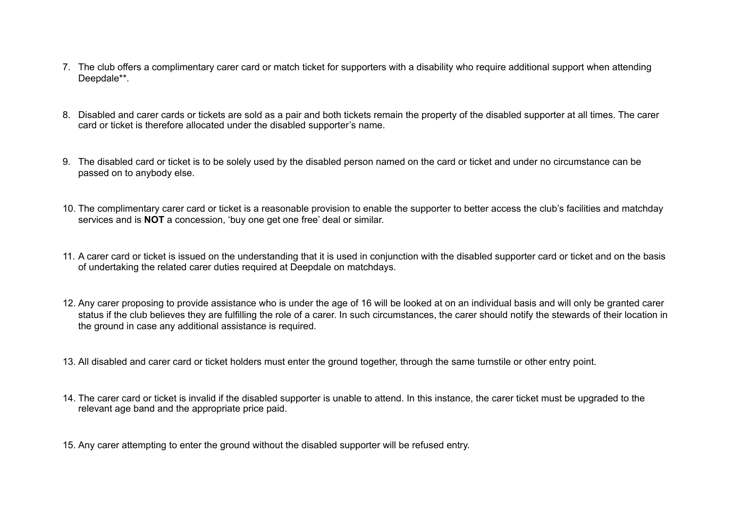7. The club offers a complimentary carer card or match ticket for supporters with a disability who require additional support when attending Deepdale**.

8. Disabled and carer cards or tickets are sold as a pair and both tickets remain the property of the disabled supporter at all times. The carer card or ticket is therefore allocated under the disabled supporter's name.

9. The disabled card or ticket is to be solely used by the disabled person named on the card or ticket and under no circumstance can be passed on to anybody else.

10. The complimentary carer card or ticket is a reasonable provision to enable the supporter to better access the club's facilities and matchday services and is **NOT** a concession, 'buy one get one free' deal or similar.

11. A carer card or ticket is issued on the understanding that it is used in conjunction with the disabled supporter card or ticket and on the basis of undertaking the related carer duties required at Deepdale on matchdays.

12. Any carer proposing to provide assistance who is under the age of 16 will be looked at on an individual basis and will only be granted carer status if the club believes they are fulfilling the role of a carer. In such circumstances, the carer should notify the stewards of their location in the ground in case any additional assistance is required.

13. All disabled and carer card or ticket holders must enter the ground together, through the same turnstile or other entry point.

14. The carer card or ticket is invalid if the disabled supporter is unable to attend. In this instance, the carer ticket must be upgraded to the relevant age band and the appropriate price paid.

15. Any carer attempting to enter the ground without the disabled supporter will be refused entry.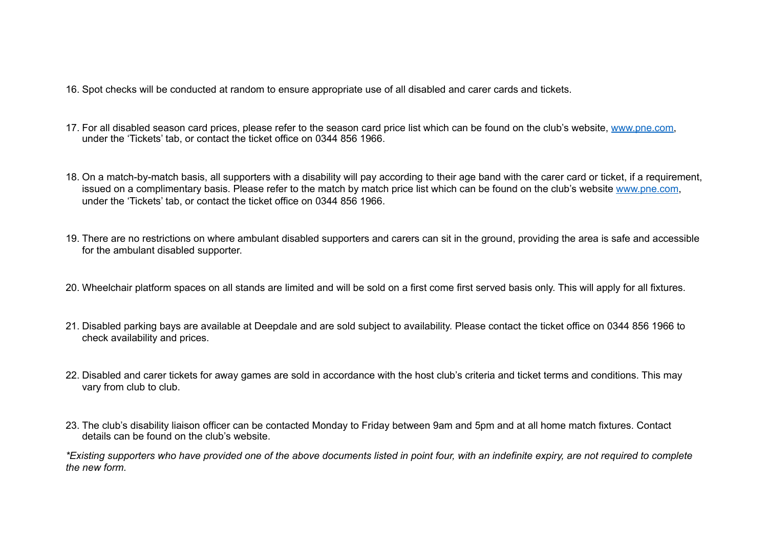16. Spot checks will be conducted at random to ensure appropriate use of all disabled and carer cards and tickets.

17. For all disabled season card prices, please refer to the season card price list which can be found on the club's website, [www.pne.com](http://www.pne.com), under the 'Tickets' tab, or contact the ticket office on 0344 856 1966.

18. On a match-by-match basis, all supporters with a disability will pay according to their age band with the carer card or ticket, if a requirement, issued on a complimentary basis. Please refer to the match by match price list which can be found on the club's website [www.pne.com](http://www.pne.com), under the 'Tickets' tab, or contact the ticket office on 0344 856 1966.

19. There are no restrictions on where ambulant disabled supporters and carers can sit in the ground, providing the area is safe and accessible for the ambulant disabled supporter.

20. Wheelchair platform spaces on all stands are limited and will be sold on a first come first served basis only. This will apply for all fixtures.

21. Disabled parking bays are available at Deepdale and are sold subject to availability. Please contact the ticket office on 0344 856 1966 to check availability and prices.

22. Disabled and carer tickets for away games are sold in accordance with the host club's criteria and ticket terms and conditions. This may vary from club to club.

23. The club's disability liaison officer can be contacted Monday to Friday between 9am and 5pm and at all home match fixtures. Contact details can be found on the club's website.

*\*Existing supporters who have provided one of the above documents listed in point four, with an indefinite expiry, are not required to complete the new form.*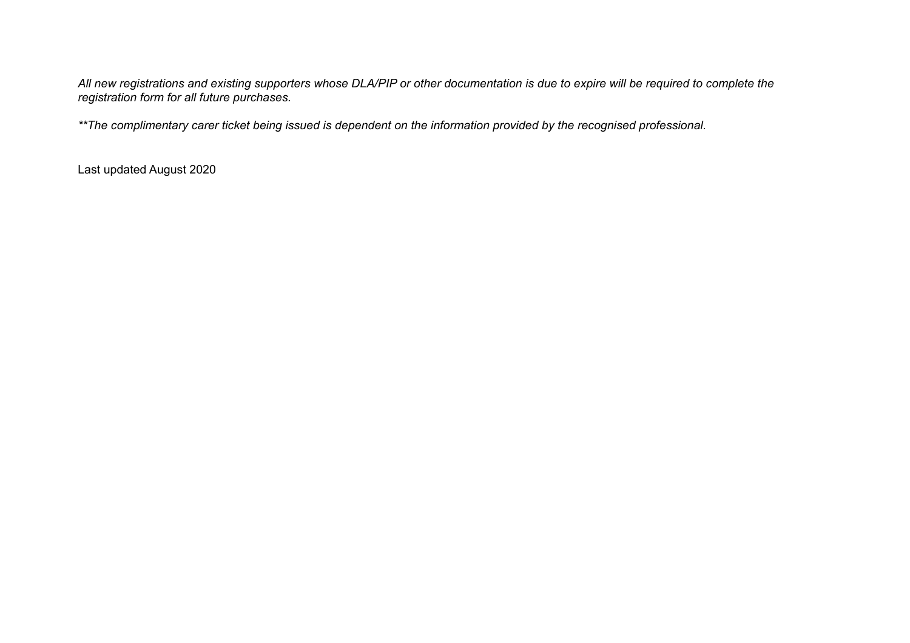*All new registrations and existing supporters whose DLA/PIP or other documentation is due to expire will be required to complete the registration form for all future purchases.*

*\*\*The complimentary carer ticket being issued is dependent on the information provided by the recognised professional.*

Last updated August 2020